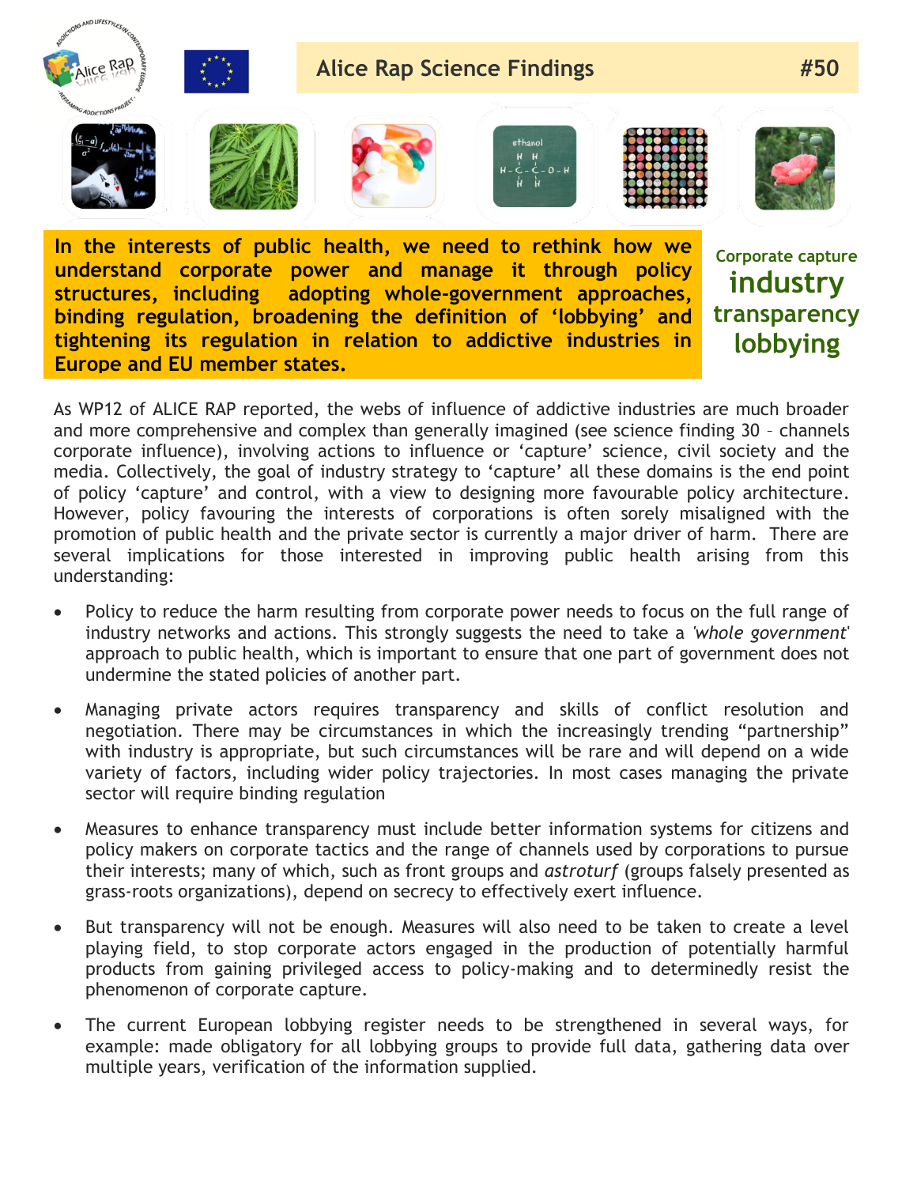# Alice Rap Science Findings #50

**In the interests of public health, we need to rethink how we understand corporate power and manage it through policy structures, including adopting whole-government approaches, binding regulation, broadening the definition of 'lobbying' and tightening its regulation in relation to addictive industries in Europe and EU member states.**

Corporate capture
**industry**
**transparency**
**lobbying**

As WP12 of ALICE RAP reported, the webs of influence of addictive industries are much broader and more comprehensive and complex than generally imagined (see science finding 30 – channels corporate influence), involving actions to influence or 'capture' science, civil society and the media. Collectively, the goal of industry strategy to 'capture' all these domains is the end point of policy 'capture' and control, with a view to designing more favourable policy architecture. However, policy favouring the interests of corporations is often sorely misaligned with the promotion of public health and the private sector is currently a major driver of harm. There are several implications for those interested in improving public health arising from this understanding:

- Policy to reduce the harm resulting from corporate power needs to focus on the full range of industry networks and actions. This strongly suggests the need to take a *'whole government'* approach to public health, which is important to ensure that one part of government does not undermine the stated policies of another part.
- Managing private actors requires transparency and skills of conflict resolution and negotiation. There may be circumstances in which the increasingly trending "partnership" with industry is appropriate, but such circumstances will be rare and will depend on a wide variety of factors, including wider policy trajectories. In most cases managing the private sector will require binding regulation
- Measures to enhance transparency must include better information systems for citizens and policy makers on corporate tactics and the range of channels used by corporations to pursue their interests; many of which, such as front groups and *astroturf* (groups falsely presented as grass-roots organizations), depend on secrecy to effectively exert influence.
- But transparency will not be enough. Measures will also need to be taken to create a level playing field, to stop corporate actors engaged in the production of potentially harmful products from gaining privileged access to policy-making and to determinedly resist the phenomenon of corporate capture.
- The current European lobbying register needs to be strengthened in several ways, for example: made obligatory for all lobbying groups to provide full data, gathering data over multiple years, verification of the information supplied.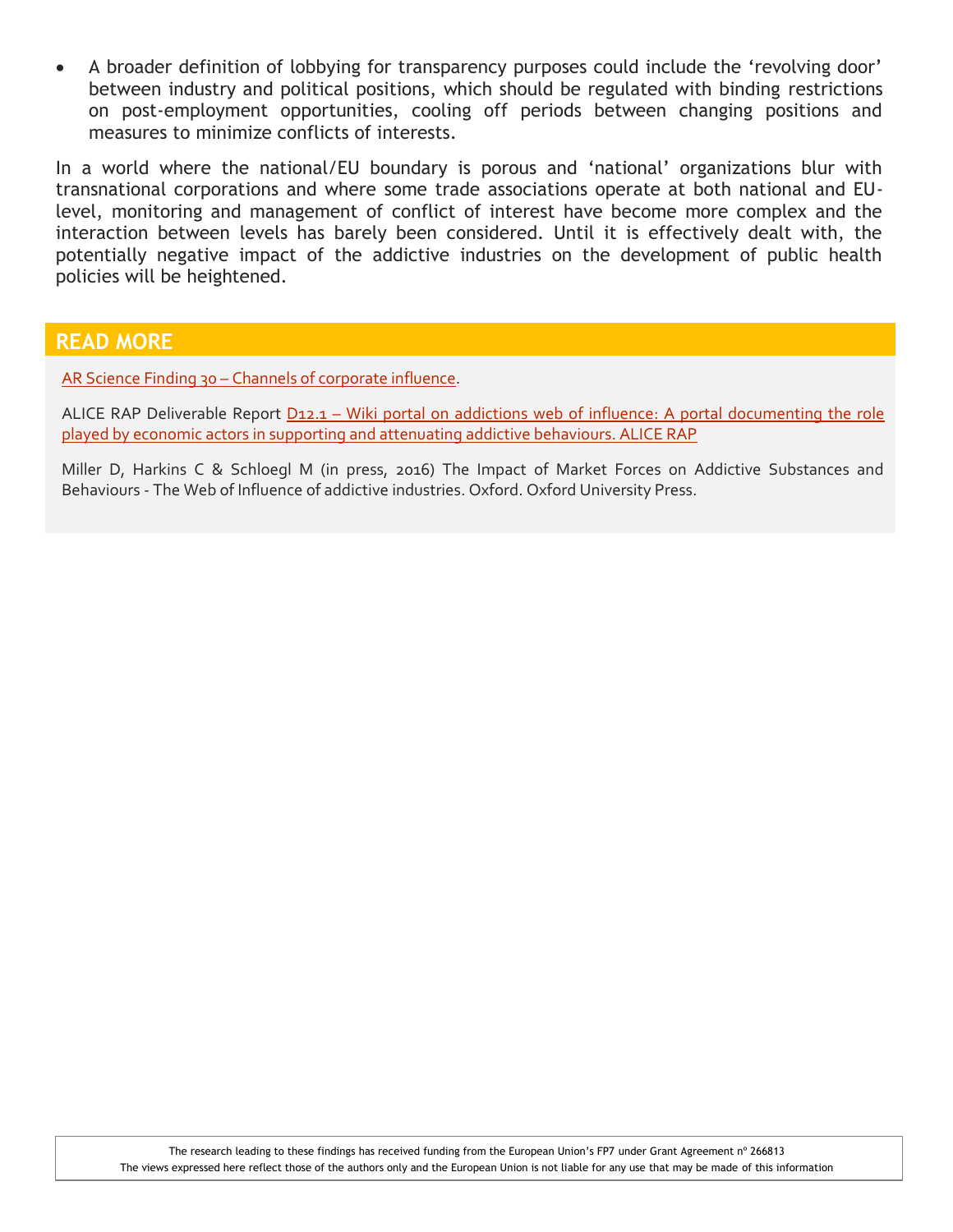- A broader definition of lobbying for transparency purposes could include the 'revolving door' between industry and political positions, which should be regulated with binding restrictions on post-employment opportunities, cooling off periods between changing positions and measures to minimize conflicts of interests.

In a world where the national/EU boundary is porous and 'national' organizations blur with transnational corporations and where some trade associations operate at both national and EU-level, monitoring and management of conflict of interest have become more complex and the interaction between levels has barely been considered. Until it is effectively dealt with, the potentially negative impact of the addictive industries on the development of public health policies will be heightened.

## READ MORE

AR Science Finding 30 – Channels of corporate influence.

ALICE RAP Deliverable Report D12.1 – Wiki portal on addictions web of influence: A portal documenting the role played by economic actors in supporting and attenuating addictive behaviours. ALICE RAP

Miller D, Harkins C & Schloegl M (in press, 2016) The Impact of Market Forces on Addictive Substances and Behaviours - The Web of Influence of addictive industries. Oxford. Oxford University Press.

The research leading to these findings has received funding from the European Union's FP7 under Grant Agreement nº 266813
The views expressed here reflect those of the authors only and the European Union is not liable for any use that may be made of this information